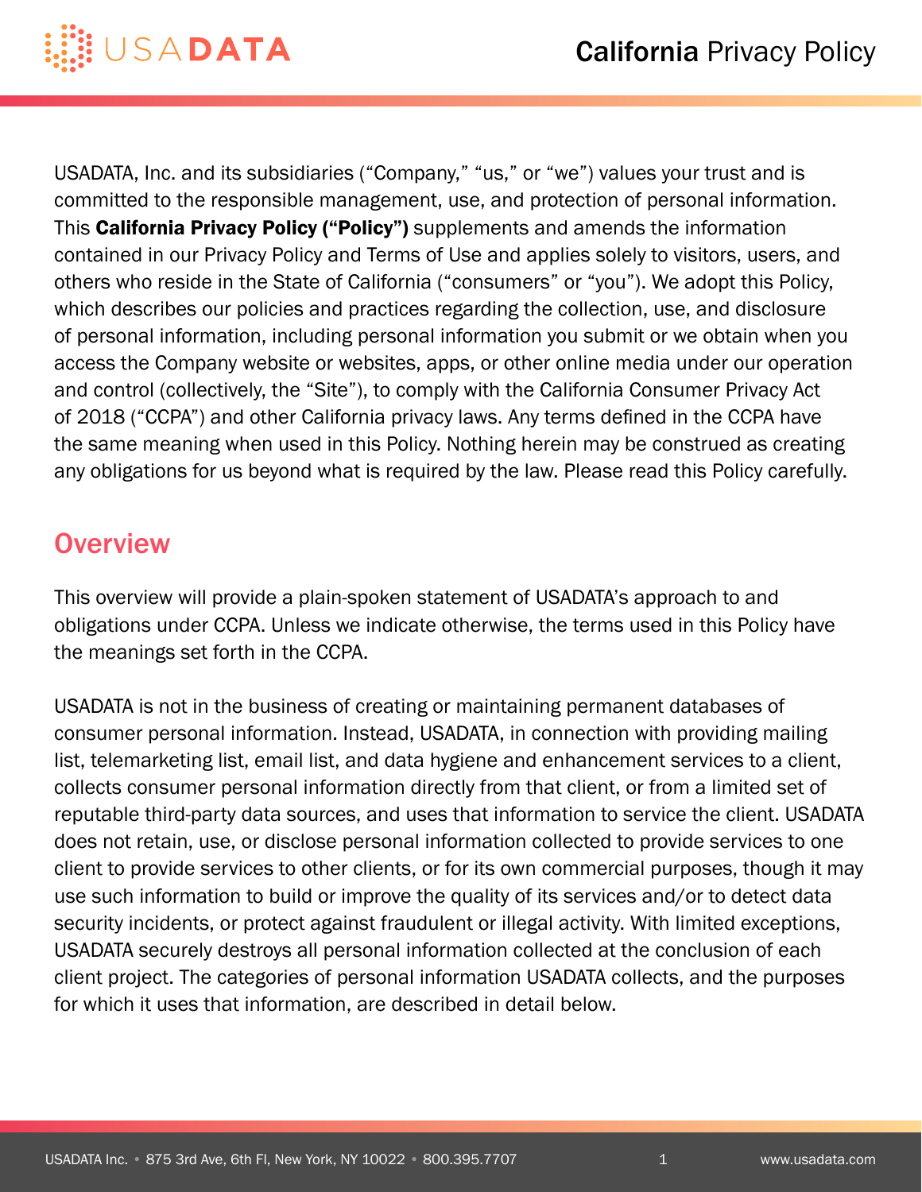# California Privacy Policy

USADATA, Inc. and its subsidiaries ("Company," "us," or "we") values your trust and is committed to the responsible management, use, and protection of personal information. This **California Privacy Policy ("Policy")** supplements and amends the information contained in our Privacy Policy and Terms of Use and applies solely to visitors, users, and others who reside in the State of California ("consumers" or "you"). We adopt this Policy, which describes our policies and practices regarding the collection, use, and disclosure of personal information, including personal information you submit or we obtain when you access the Company website or websites, apps, or other online media under our operation and control (collectively, the "Site"), to comply with the California Consumer Privacy Act of 2018 ("CCPA") and other California privacy laws. Any terms defined in the CCPA have the same meaning when used in this Policy. Nothing herein may be construed as creating any obligations for us beyond what is required by the law. Please read this Policy carefully.

## Overview

This overview will provide a plain-spoken statement of USADATA's approach to and obligations under CCPA. Unless we indicate otherwise, the terms used in this Policy have the meanings set forth in the CCPA.

USADATA is not in the business of creating or maintaining permanent databases of consumer personal information. Instead, USADATA, in connection with providing mailing list, telemarketing list, email list, and data hygiene and enhancement services to a client, collects consumer personal information directly from that client, or from a limited set of reputable third-party data sources, and uses that information to service the client. USADATA does not retain, use, or disclose personal information collected to provide services to one client to provide services to other clients, or for its own commercial purposes, though it may use such information to build or improve the quality of its services and/or to detect data security incidents, or protect against fraudulent or illegal activity. With limited exceptions, USADATA securely destroys all personal information collected at the conclusion of each client project. The categories of personal information USADATA collects, and the purposes for which it uses that information, are described in detail below.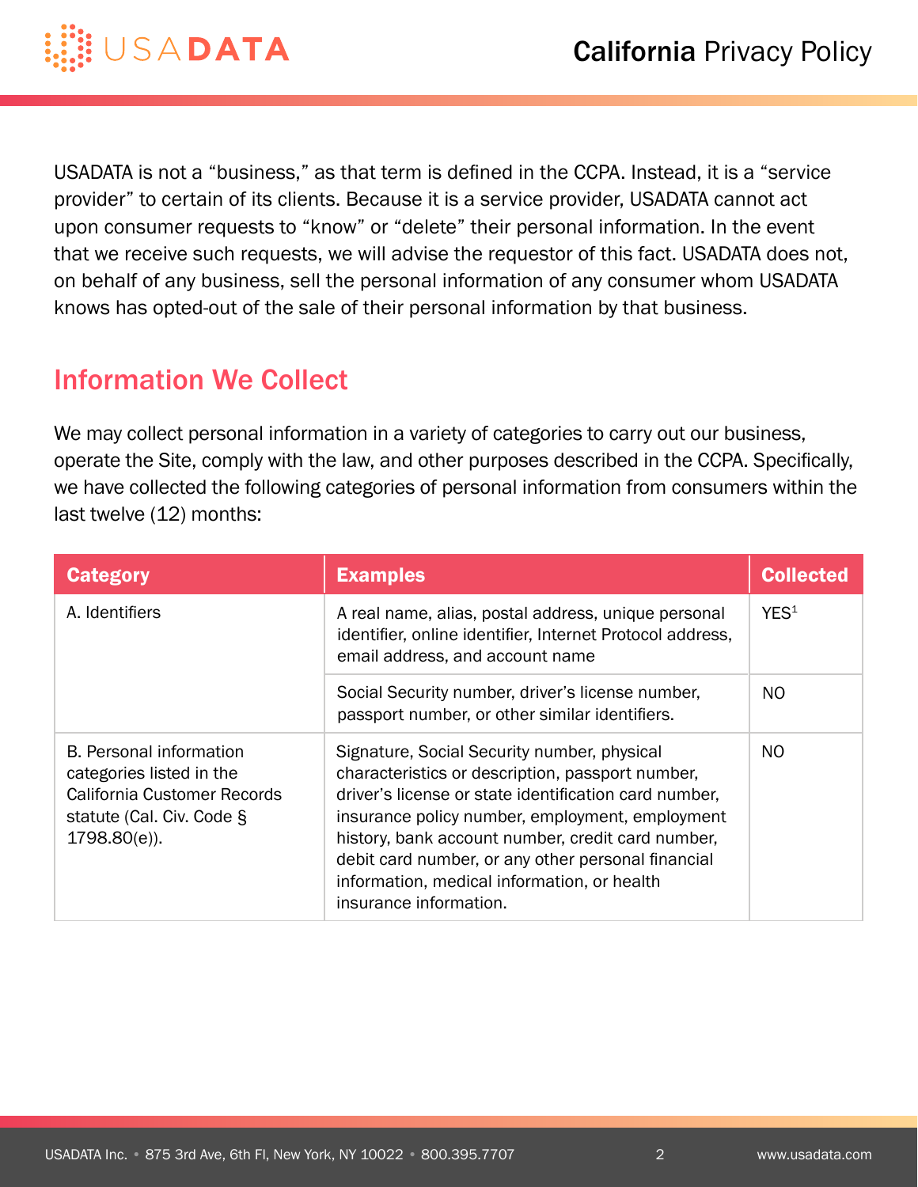USADATA is not a "business," as that term is defined in the CCPA. Instead, it is a "service provider" to certain of its clients. Because it is a service provider, USADATA cannot act upon consumer requests to "know" or "delete" their personal information. In the event that we receive such requests, we will advise the requestor of this fact. USADATA does not, on behalf of any business, sell the personal information of any consumer whom USADATA knows has opted-out of the sale of their personal information by that business.

## Information We Collect

We may collect personal information in a variety of categories to carry out our business, operate the Site, comply with the law, and other purposes described in the CCPA. Specifically, we have collected the following categories of personal information from consumers within the last twelve (12) months:

| Category | Examples | Collected |
|---|---|---|
| A. Identifiers | A real name, alias, postal address, unique personal identifier, online identifier, Internet Protocol address, email address, and account name | YES[1] |
| | Social Security number, driver's license number, passport number, or other similar identifiers. | NO |
| B. Personal information categories listed in the California Customer Records statute (Cal. Civ. Code § 1798.80(e)). | Signature, Social Security number, physical characteristics or description, passport number, driver's license or state identification card number, insurance policy number, employment, employment history, bank account number, credit card number, debit card number, or any other personal financial information, medical information, or health insurance information. | NO |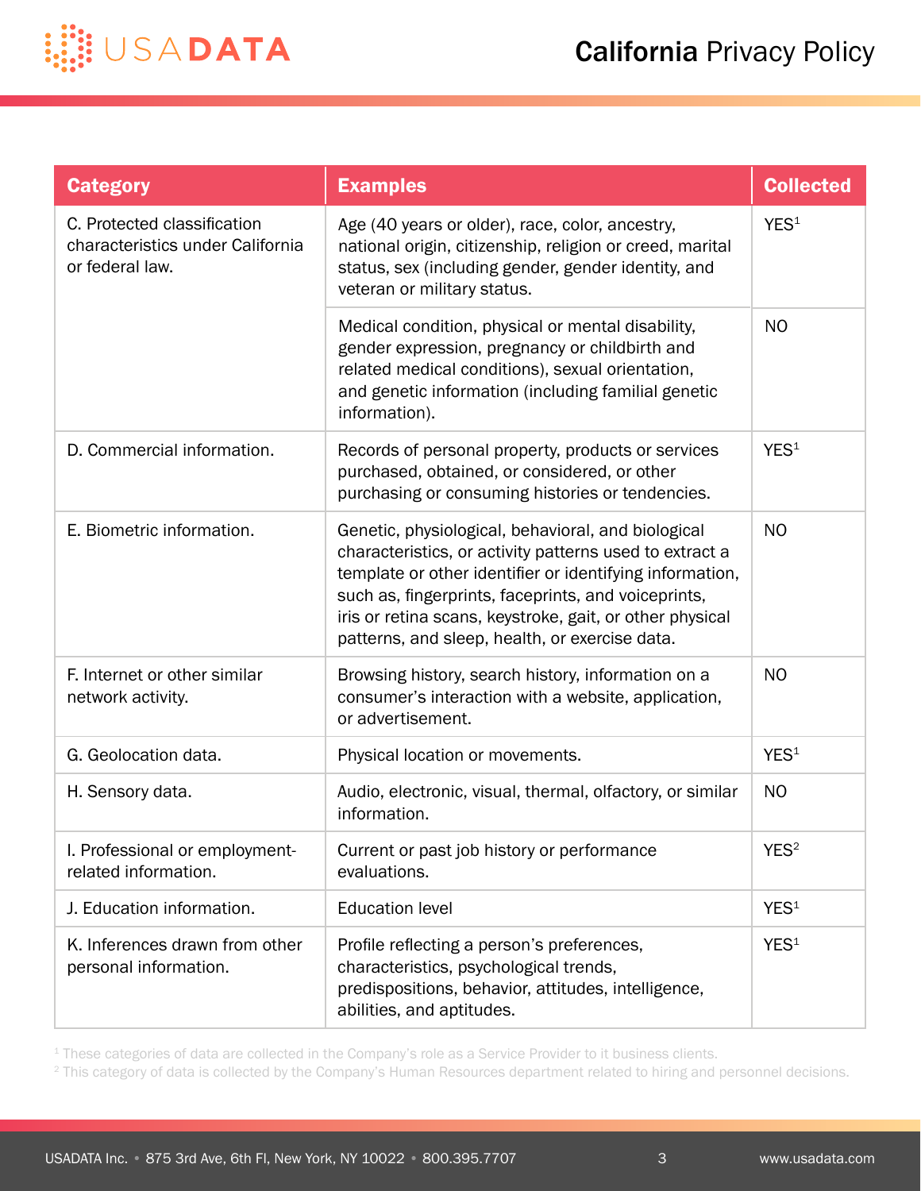| Category | Examples | Collected |
|---|---|---|
| C. Protected classification characteristics under California or federal law. | Age (40 years or older), race, color, ancestry, national origin, citizenship, religion or creed, marital status, sex (including gender, gender identity, and veteran or military status. | YES[1] |
| | Medical condition, physical or mental disability, gender expression, pregnancy or childbirth and related medical conditions), sexual orientation, and genetic information (including familial genetic information). | NO |
| D. Commercial information. | Records of personal property, products or services purchased, obtained, or considered, or other purchasing or consuming histories or tendencies. | YES[1] |
| E. Biometric information. | Genetic, physiological, behavioral, and biological characteristics, or activity patterns used to extract a template or other identifier or identifying information, such as, fingerprints, faceprints, and voiceprints, iris or retina scans, keystroke, gait, or other physical patterns, and sleep, health, or exercise data. | NO |
| F. Internet or other similar network activity. | Browsing history, search history, information on a consumer's interaction with a website, application, or advertisement. | NO |
| G. Geolocation data. | Physical location or movements. | YES[1] |
| H. Sensory data. | Audio, electronic, visual, thermal, olfactory, or similar information. | NO |
| I. Professional or employment-related information. | Current or past job history or performance evaluations. | YES[2] |
| J. Education information. | Education level | YES[1] |
| K. Inferences drawn from other personal information. | Profile reflecting a person's preferences, characteristics, psychological trends, predispositions, behavior, attitudes, intelligence, abilities, and aptitudes. | YES[1] |

[1] These categories of data are collected in the Company's role as a Service Provider to it business clients.

[2] This category of data is collected by the Company's Human Resources department related to hiring and personnel decisions.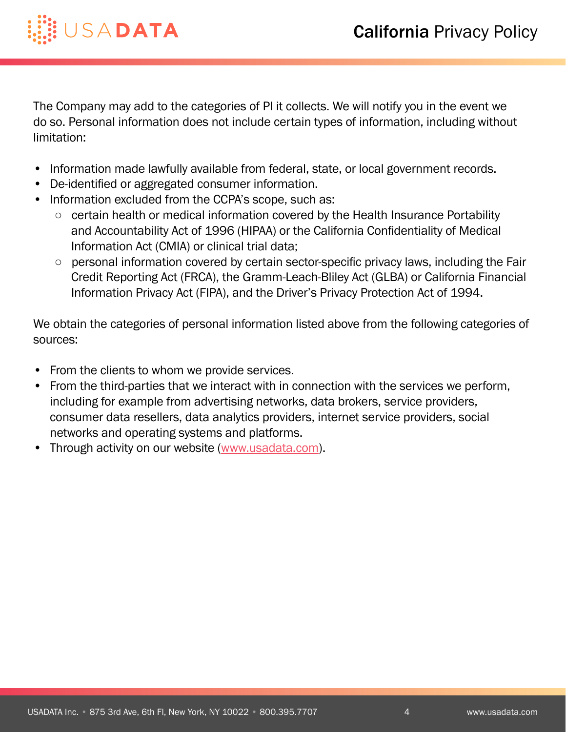The Company may add to the categories of PI it collects. We will notify you in the event we do so. Personal information does not include certain types of information, including without limitation:

- Information made lawfully available from federal, state, or local government records.
- De-identified or aggregated consumer information.
- Information excluded from the CCPA's scope, such as:
  - certain health or medical information covered by the Health Insurance Portability and Accountability Act of 1996 (HIPAA) or the California Confidentiality of Medical Information Act (CMIA) or clinical trial data;
  - personal information covered by certain sector-specific privacy laws, including the Fair Credit Reporting Act (FRCA), the Gramm-Leach-Bliley Act (GLBA) or California Financial Information Privacy Act (FIPA), and the Driver's Privacy Protection Act of 1994.

We obtain the categories of personal information listed above from the following categories of sources:

- From the clients to whom we provide services.
- From the third-parties that we interact with in connection with the services we perform, including for example from advertising networks, data brokers, service providers, consumer data resellers, data analytics providers, internet service providers, social networks and operating systems and platforms.
- Through activity on our website (www.usadata.com).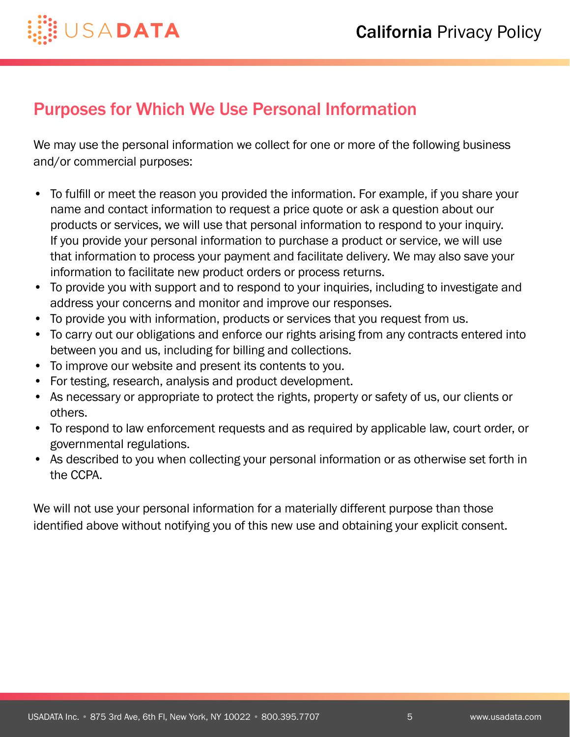## Purposes for Which We Use Personal Information

We may use the personal information we collect for one or more of the following business and/or commercial purposes:

- To fulfill or meet the reason you provided the information. For example, if you share your name and contact information to request a price quote or ask a question about our products or services, we will use that personal information to respond to your inquiry. If you provide your personal information to purchase a product or service, we will use that information to process your payment and facilitate delivery. We may also save your information to facilitate new product orders or process returns.
- To provide you with support and to respond to your inquiries, including to investigate and address your concerns and monitor and improve our responses.
- To provide you with information, products or services that you request from us.
- To carry out our obligations and enforce our rights arising from any contracts entered into between you and us, including for billing and collections.
- To improve our website and present its contents to you.
- For testing, research, analysis and product development.
- As necessary or appropriate to protect the rights, property or safety of us, our clients or others.
- To respond to law enforcement requests and as required by applicable law, court order, or governmental regulations.
- As described to you when collecting your personal information or as otherwise set forth in the CCPA.

We will not use your personal information for a materially different purpose than those identified above without notifying you of this new use and obtaining your explicit consent.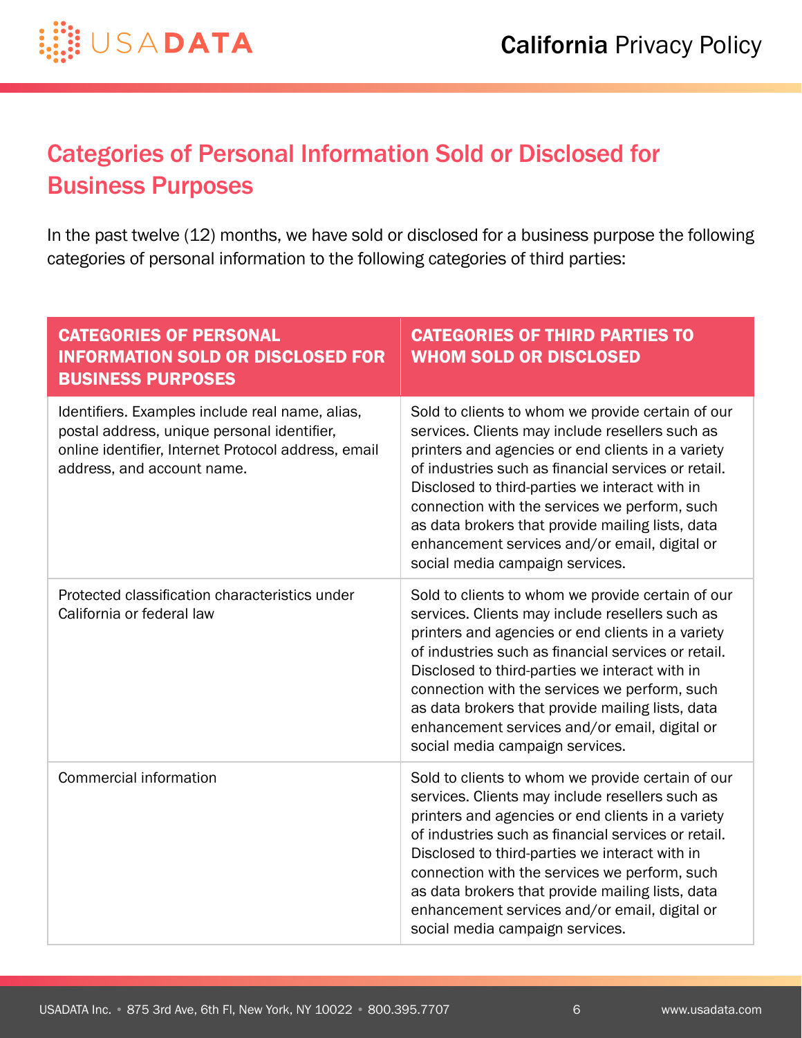## Categories of Personal Information Sold or Disclosed for Business Purposes

In the past twelve (12) months, we have sold or disclosed for a business purpose the following categories of personal information to the following categories of third parties:

| CATEGORIES OF PERSONAL INFORMATION SOLD OR DISCLOSED FOR BUSINESS PURPOSES | CATEGORIES OF THIRD PARTIES TO WHOM SOLD OR DISCLOSED |
|---|---|
| Identifiers. Examples include real name, alias, postal address, unique personal identifier, online identifier, Internet Protocol address, email address, and account name. | Sold to clients to whom we provide certain of our services. Clients may include resellers such as printers and agencies or end clients in a variety of industries such as financial services or retail. Disclosed to third-parties we interact with in connection with the services we perform, such as data brokers that provide mailing lists, data enhancement services and/or email, digital or social media campaign services. |
| Protected classification characteristics under California or federal law | Sold to clients to whom we provide certain of our services. Clients may include resellers such as printers and agencies or end clients in a variety of industries such as financial services or retail. Disclosed to third-parties we interact with in connection with the services we perform, such as data brokers that provide mailing lists, data enhancement services and/or email, digital or social media campaign services. |
| Commercial information | Sold to clients to whom we provide certain of our services. Clients may include resellers such as printers and agencies or end clients in a variety of industries such as financial services or retail. Disclosed to third-parties we interact with in connection with the services we perform, such as data brokers that provide mailing lists, data enhancement services and/or email, digital or social media campaign services. |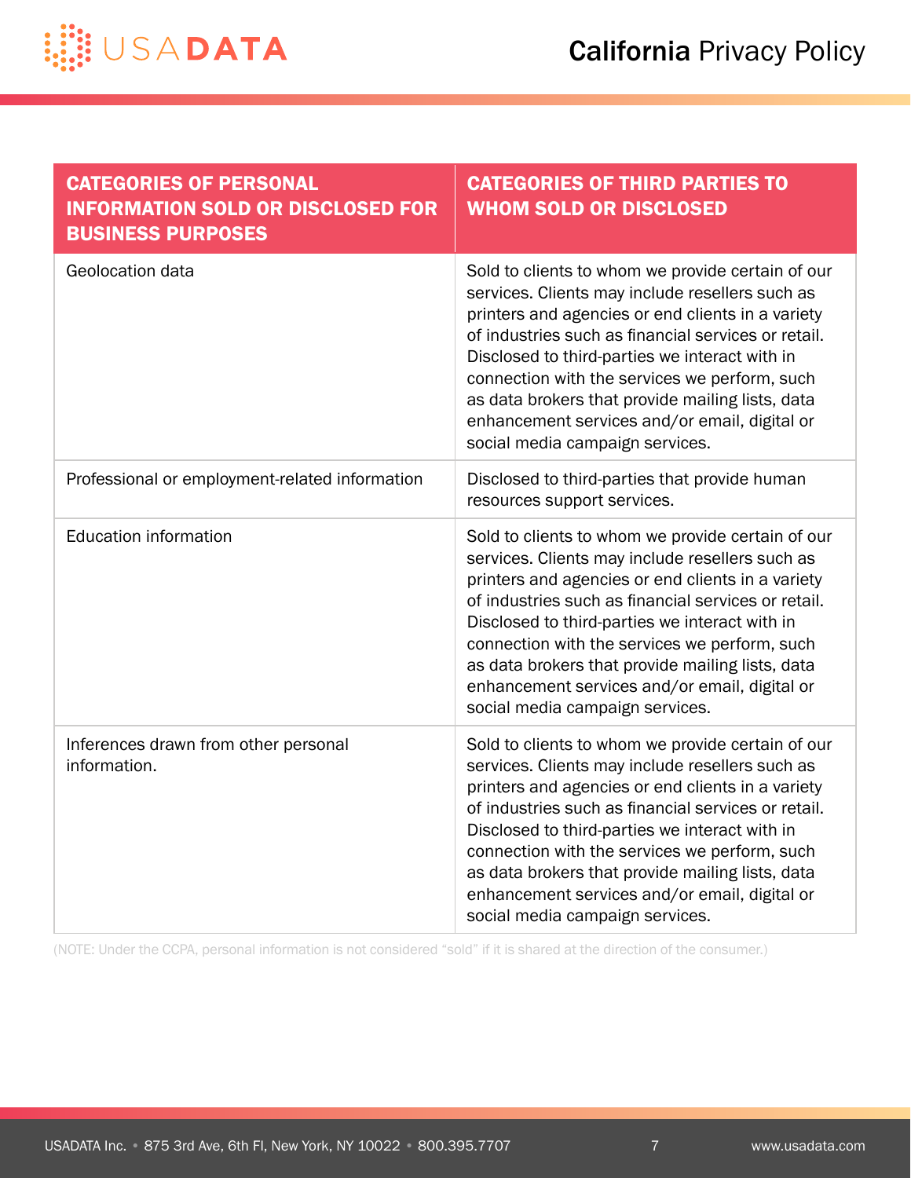| CATEGORIES OF PERSONAL INFORMATION SOLD OR DISCLOSED FOR BUSINESS PURPOSES | CATEGORIES OF THIRD PARTIES TO WHOM SOLD OR DISCLOSED |
|---|---|
| Geolocation data | Sold to clients to whom we provide certain of our services. Clients may include resellers such as printers and agencies or end clients in a variety of industries such as financial services or retail. Disclosed to third-parties we interact with in connection with the services we perform, such as data brokers that provide mailing lists, data enhancement services and/or email, digital or social media campaign services. |
| Professional or employment-related information | Disclosed to third-parties that provide human resources support services. |
| Education information | Sold to clients to whom we provide certain of our services. Clients may include resellers such as printers and agencies or end clients in a variety of industries such as financial services or retail. Disclosed to third-parties we interact with in connection with the services we perform, such as data brokers that provide mailing lists, data enhancement services and/or email, digital or social media campaign services. |
| Inferences drawn from other personal information. | Sold to clients to whom we provide certain of our services. Clients may include resellers such as printers and agencies or end clients in a variety of industries such as financial services or retail. Disclosed to third-parties we interact with in connection with the services we perform, such as data brokers that provide mailing lists, data enhancement services and/or email, digital or social media campaign services. |

(NOTE: Under the CCPA, personal information is not considered "sold" if it is shared at the direction of the consumer.)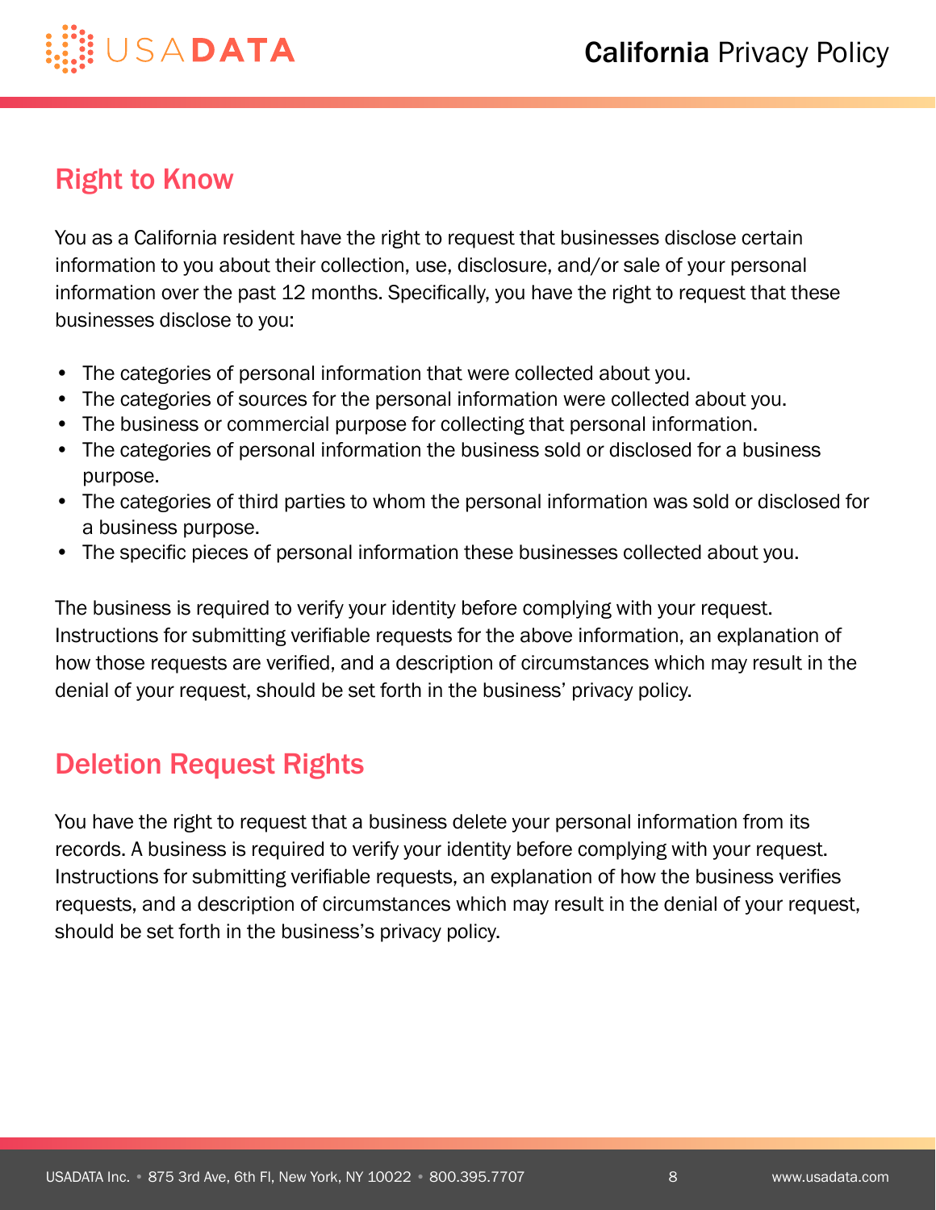## Right to Know

You as a California resident have the right to request that businesses disclose certain information to you about their collection, use, disclosure, and/or sale of your personal information over the past 12 months. Specifically, you have the right to request that these businesses disclose to you:

- The categories of personal information that were collected about you.
- The categories of sources for the personal information were collected about you.
- The business or commercial purpose for collecting that personal information.
- The categories of personal information the business sold or disclosed for a business purpose.
- The categories of third parties to whom the personal information was sold or disclosed for a business purpose.
- The specific pieces of personal information these businesses collected about you.

The business is required to verify your identity before complying with your request. Instructions for submitting verifiable requests for the above information, an explanation of how those requests are verified, and a description of circumstances which may result in the denial of your request, should be set forth in the business' privacy policy.

## Deletion Request Rights

You have the right to request that a business delete your personal information from its records. A business is required to verify your identity before complying with your request. Instructions for submitting verifiable requests, an explanation of how the business verifies requests, and a description of circumstances which may result in the denial of your request, should be set forth in the business's privacy policy.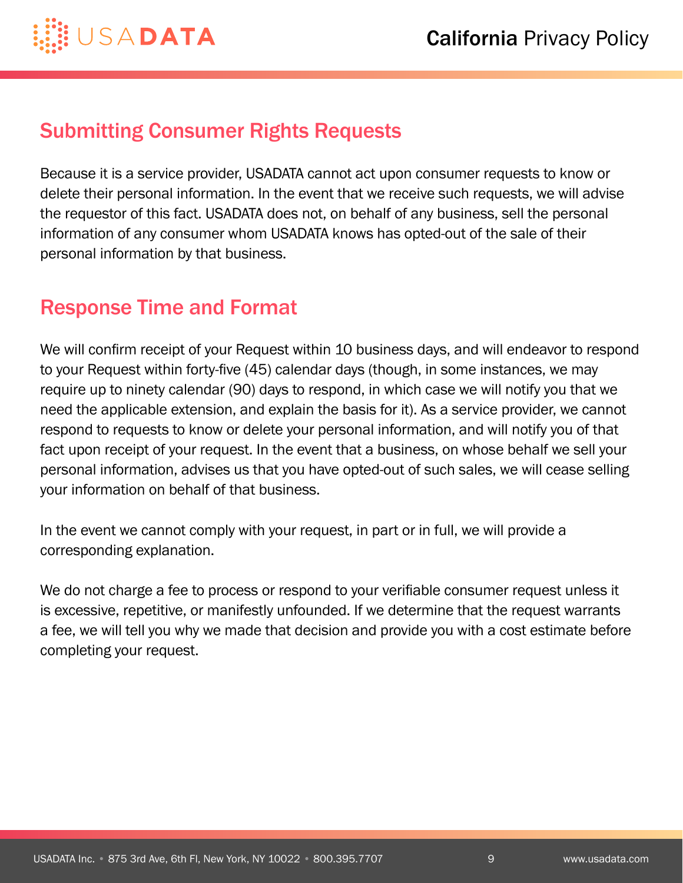## Submitting Consumer Rights Requests

Because it is a service provider, USADATA cannot act upon consumer requests to know or delete their personal information. In the event that we receive such requests, we will advise the requestor of this fact. USADATA does not, on behalf of any business, sell the personal information of any consumer whom USADATA knows has opted-out of the sale of their personal information by that business.

## Response Time and Format

We will confirm receipt of your Request within 10 business days, and will endeavor to respond to your Request within forty-five (45) calendar days (though, in some instances, we may require up to ninety calendar (90) days to respond, in which case we will notify you that we need the applicable extension, and explain the basis for it). As a service provider, we cannot respond to requests to know or delete your personal information, and will notify you of that fact upon receipt of your request. In the event that a business, on whose behalf we sell your personal information, advises us that you have opted-out of such sales, we will cease selling your information on behalf of that business.

In the event we cannot comply with your request, in part or in full, we will provide a corresponding explanation.

We do not charge a fee to process or respond to your verifiable consumer request unless it is excessive, repetitive, or manifestly unfounded. If we determine that the request warrants a fee, we will tell you why we made that decision and provide you with a cost estimate before completing your request.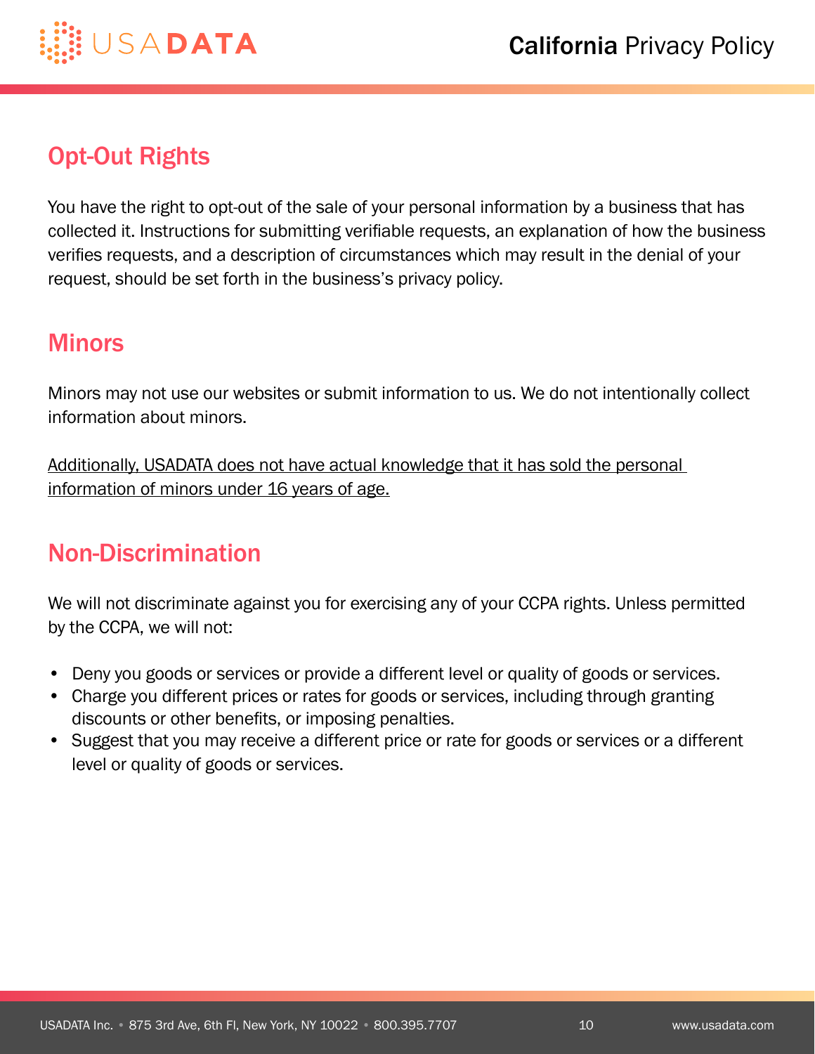## Opt-Out Rights

You have the right to opt-out of the sale of your personal information by a business that has collected it. Instructions for submitting verifiable requests, an explanation of how the business verifies requests, and a description of circumstances which may result in the denial of your request, should be set forth in the business's privacy policy.

## Minors

Minors may not use our websites or submit information to us. We do not intentionally collect information about minors.

Additionally, USADATA does not have actual knowledge that it has sold the personal information of minors under 16 years of age.

## Non-Discrimination

We will not discriminate against you for exercising any of your CCPA rights. Unless permitted by the CCPA, we will not:

- Deny you goods or services or provide a different level or quality of goods or services.
- Charge you different prices or rates for goods or services, including through granting discounts or other benefits, or imposing penalties.
- Suggest that you may receive a different price or rate for goods or services or a different level or quality of goods or services.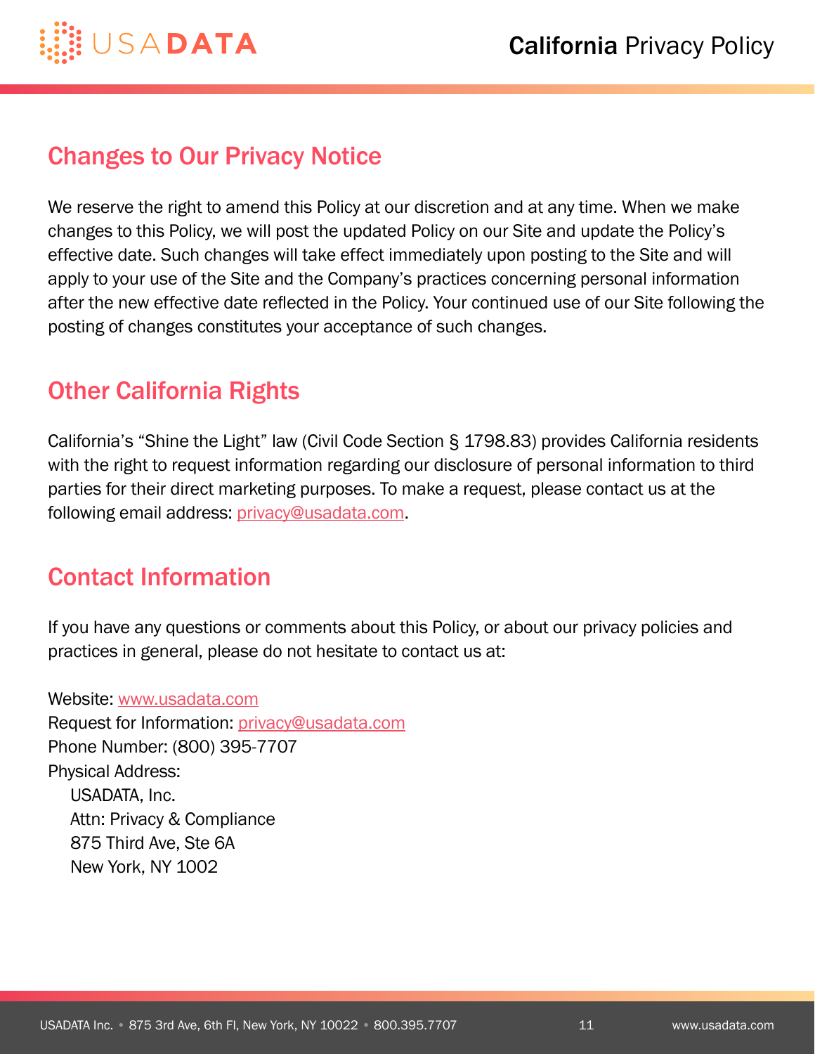## Changes to Our Privacy Notice

We reserve the right to amend this Policy at our discretion and at any time. When we make changes to this Policy, we will post the updated Policy on our Site and update the Policy's effective date. Such changes will take effect immediately upon posting to the Site and will apply to your use of the Site and the Company's practices concerning personal information after the new effective date reflected in the Policy. Your continued use of our Site following the posting of changes constitutes your acceptance of such changes.

## Other California Rights

California's "Shine the Light" law (Civil Code Section § 1798.83) provides California residents with the right to request information regarding our disclosure of personal information to third parties for their direct marketing purposes. To make a request, please contact us at the following email address: privacy@usadata.com.

## Contact Information

If you have any questions or comments about this Policy, or about our privacy policies and practices in general, please do not hesitate to contact us at:

Website: www.usadata.com
Request for Information: privacy@usadata.com
Phone Number: (800) 395-7707
Physical Address:
USADATA, Inc.
Attn: Privacy & Compliance
875 Third Ave, Ste 6A
New York, NY 1002